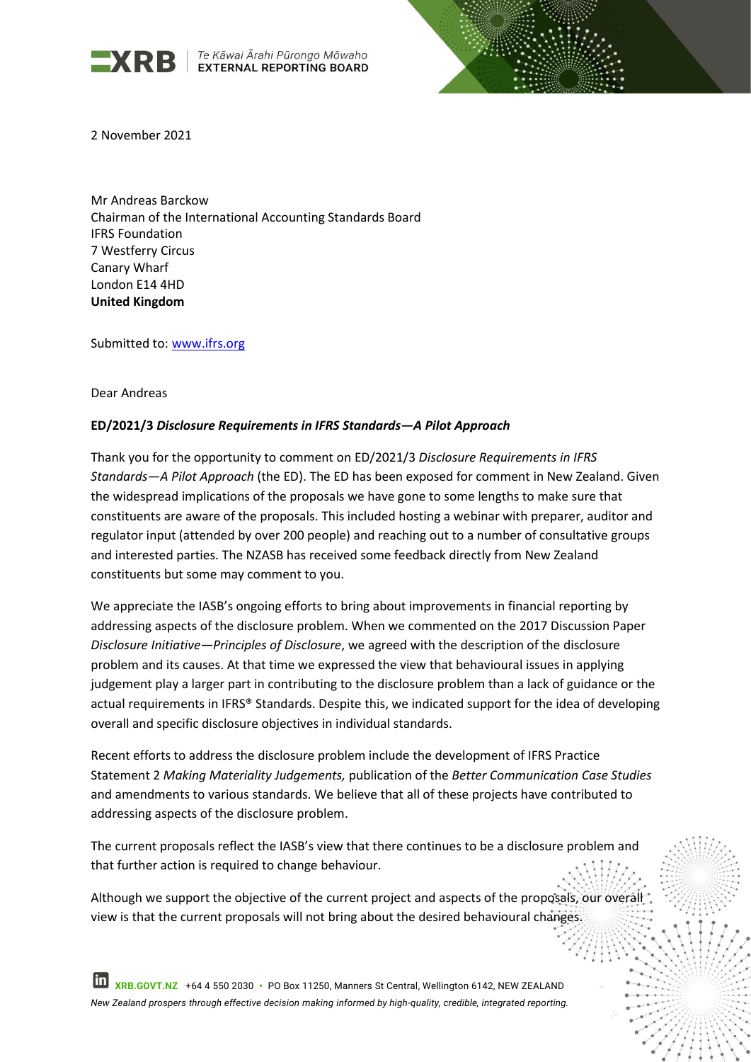**XRB** | Te Kāwai Ārahi Pūrongo Mōwaho **EXTERNAL REPORTING BOARD**

2 November 2021

Mr Andreas Barckow
Chairman of the International Accounting Standards Board
IFRS Foundation
7 Westferry Circus
Canary Wharf
London E14 4HD
**United Kingdom**

Submitted to: www.ifrs.org

Dear Andreas

**ED/2021/3 *Disclosure Requirements in IFRS Standards—A Pilot Approach***

Thank you for the opportunity to comment on ED/2021/3 *Disclosure Requirements in IFRS Standards—A Pilot Approach* (the ED). The ED has been exposed for comment in New Zealand. Given the widespread implications of the proposals we have gone to some lengths to make sure that constituents are aware of the proposals. This included hosting a webinar with preparer, auditor and regulator input (attended by over 200 people) and reaching out to a number of consultative groups and interested parties. The NZASB has received some feedback directly from New Zealand constituents but some may comment to you.

We appreciate the IASB's ongoing efforts to bring about improvements in financial reporting by addressing aspects of the disclosure problem. When we commented on the 2017 Discussion Paper *Disclosure Initiative—Principles of Disclosure*, we agreed with the description of the disclosure problem and its causes. At that time we expressed the view that behavioural issues in applying judgement play a larger part in contributing to the disclosure problem than a lack of guidance or the actual requirements in IFRS® Standards. Despite this, we indicated support for the idea of developing overall and specific disclosure objectives in individual standards.

Recent efforts to address the disclosure problem include the development of IFRS Practice Statement 2 *Making Materiality Judgements,* publication of the *Better Communication Case Studies* and amendments to various standards. We believe that all of these projects have contributed to addressing aspects of the disclosure problem.

The current proposals reflect the IASB's view that there continues to be a disclosure problem and that further action is required to change behaviour.

Although we support the objective of the current project and aspects of the proposals, our overall view is that the current proposals will not bring about the desired behavioural changes.

XRB.GOVT.NZ +64 4 550 2030 • PO Box 11250, Manners St Central, Wellington 6142, NEW ZEALAND
*New Zealand prospers through effective decision making informed by high-quality, credible, integrated reporting.*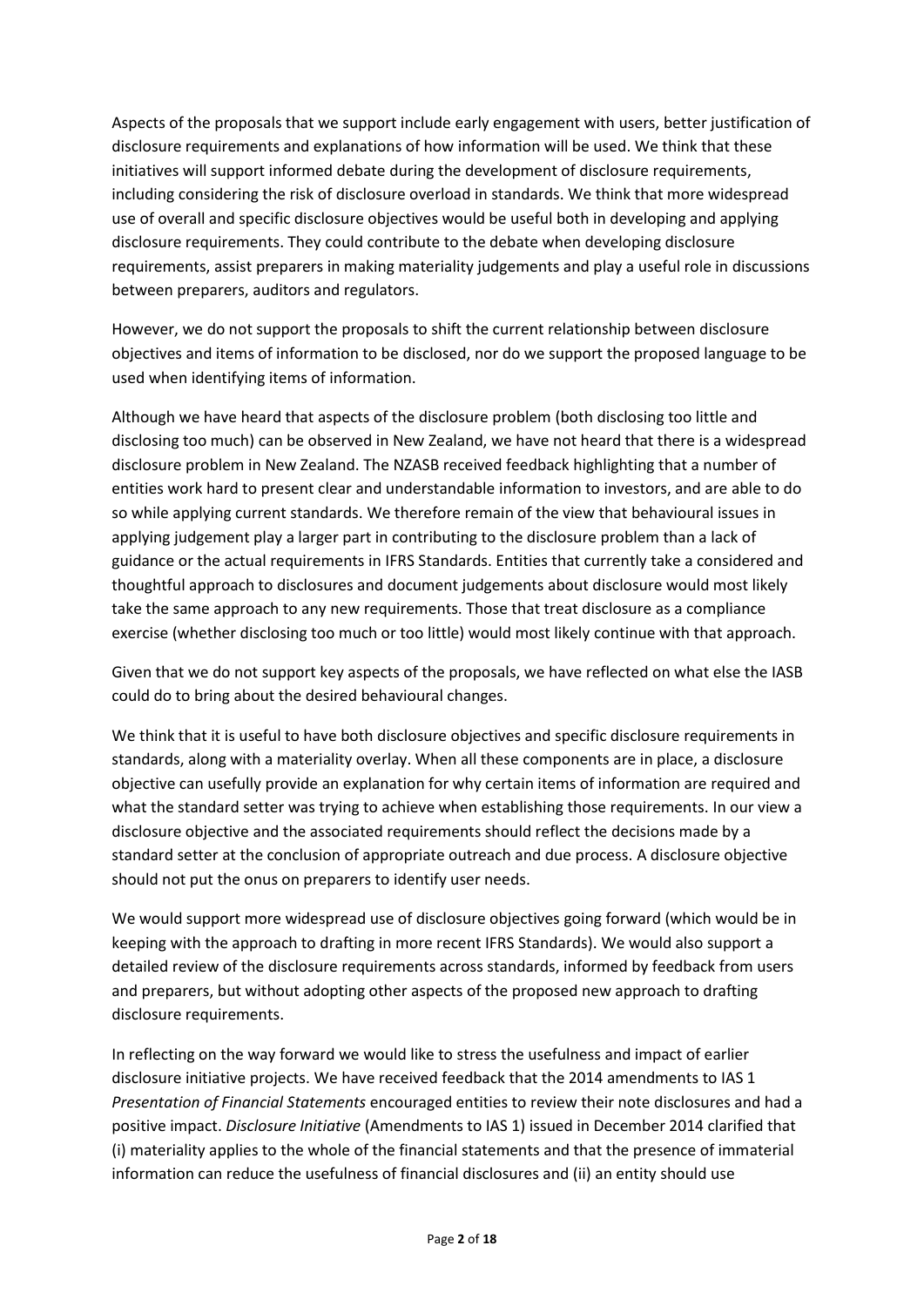Aspects of the proposals that we support include early engagement with users, better justification of disclosure requirements and explanations of how information will be used. We think that these initiatives will support informed debate during the development of disclosure requirements, including considering the risk of disclosure overload in standards. We think that more widespread use of overall and specific disclosure objectives would be useful both in developing and applying disclosure requirements. They could contribute to the debate when developing disclosure requirements, assist preparers in making materiality judgements and play a useful role in discussions between preparers, auditors and regulators.

However, we do not support the proposals to shift the current relationship between disclosure objectives and items of information to be disclosed, nor do we support the proposed language to be used when identifying items of information.

Although we have heard that aspects of the disclosure problem (both disclosing too little and disclosing too much) can be observed in New Zealand, we have not heard that there is a widespread disclosure problem in New Zealand. The NZASB received feedback highlighting that a number of entities work hard to present clear and understandable information to investors, and are able to do so while applying current standards. We therefore remain of the view that behavioural issues in applying judgement play a larger part in contributing to the disclosure problem than a lack of guidance or the actual requirements in IFRS Standards. Entities that currently take a considered and thoughtful approach to disclosures and document judgements about disclosure would most likely take the same approach to any new requirements. Those that treat disclosure as a compliance exercise (whether disclosing too much or too little) would most likely continue with that approach.

Given that we do not support key aspects of the proposals, we have reflected on what else the IASB could do to bring about the desired behavioural changes.

We think that it is useful to have both disclosure objectives and specific disclosure requirements in standards, along with a materiality overlay. When all these components are in place, a disclosure objective can usefully provide an explanation for why certain items of information are required and what the standard setter was trying to achieve when establishing those requirements. In our view a disclosure objective and the associated requirements should reflect the decisions made by a standard setter at the conclusion of appropriate outreach and due process. A disclosure objective should not put the onus on preparers to identify user needs.

We would support more widespread use of disclosure objectives going forward (which would be in keeping with the approach to drafting in more recent IFRS Standards). We would also support a detailed review of the disclosure requirements across standards, informed by feedback from users and preparers, but without adopting other aspects of the proposed new approach to drafting disclosure requirements.

In reflecting on the way forward we would like to stress the usefulness and impact of earlier disclosure initiative projects. We have received feedback that the 2014 amendments to IAS 1 *Presentation of Financial Statements* encouraged entities to review their note disclosures and had a positive impact. *Disclosure Initiative* (Amendments to IAS 1) issued in December 2014 clarified that (i) materiality applies to the whole of the financial statements and that the presence of immaterial information can reduce the usefulness of financial disclosures and (ii) an entity should use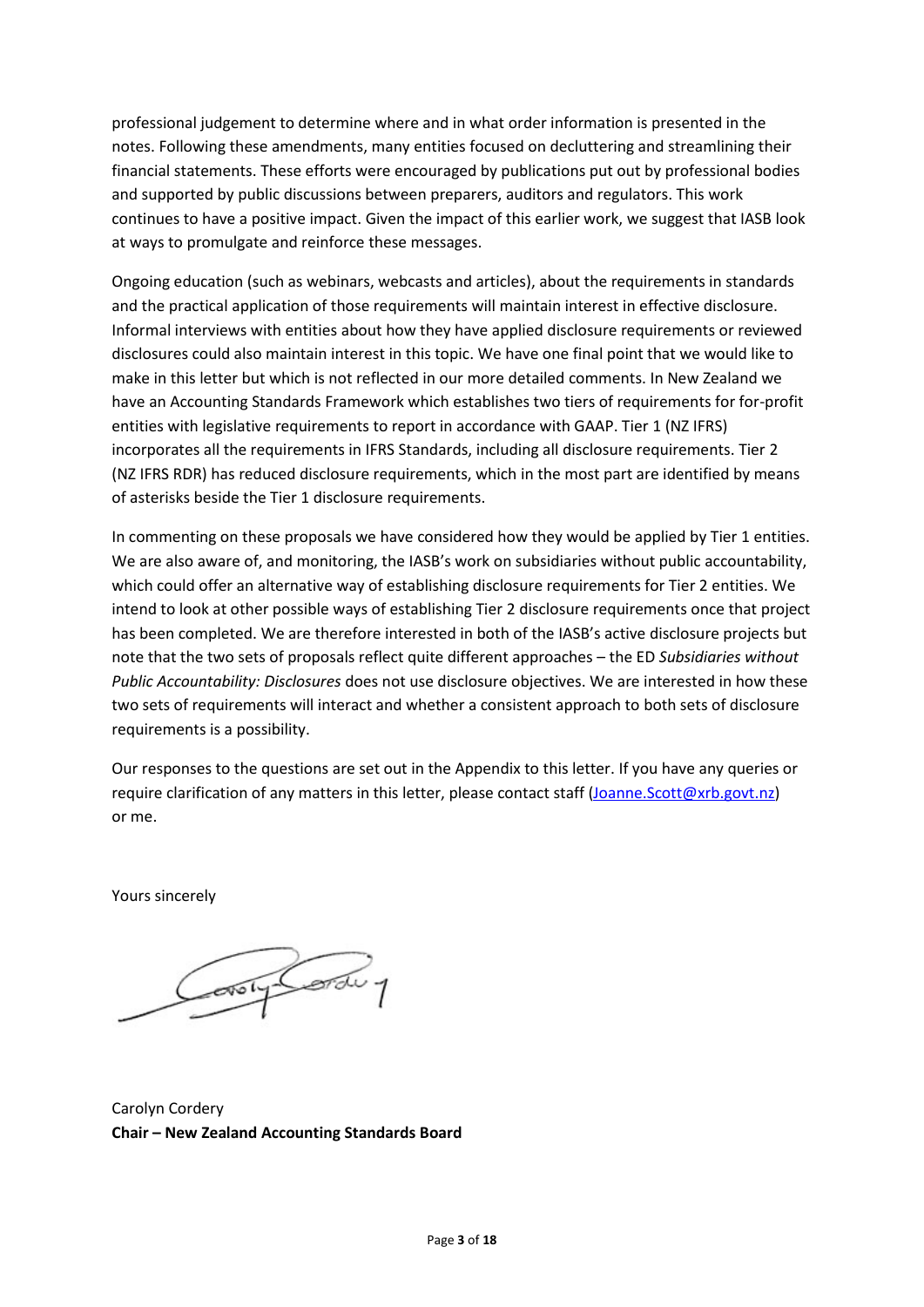professional judgement to determine where and in what order information is presented in the notes. Following these amendments, many entities focused on decluttering and streamlining their financial statements. These efforts were encouraged by publications put out by professional bodies and supported by public discussions between preparers, auditors and regulators. This work continues to have a positive impact. Given the impact of this earlier work, we suggest that IASB look at ways to promulgate and reinforce these messages.

Ongoing education (such as webinars, webcasts and articles), about the requirements in standards and the practical application of those requirements will maintain interest in effective disclosure. Informal interviews with entities about how they have applied disclosure requirements or reviewed disclosures could also maintain interest in this topic. We have one final point that we would like to make in this letter but which is not reflected in our more detailed comments. In New Zealand we have an Accounting Standards Framework which establishes two tiers of requirements for for-profit entities with legislative requirements to report in accordance with GAAP. Tier 1 (NZ IFRS) incorporates all the requirements in IFRS Standards, including all disclosure requirements. Tier 2 (NZ IFRS RDR) has reduced disclosure requirements, which in the most part are identified by means of asterisks beside the Tier 1 disclosure requirements.

In commenting on these proposals we have considered how they would be applied by Tier 1 entities. We are also aware of, and monitoring, the IASB's work on subsidiaries without public accountability, which could offer an alternative way of establishing disclosure requirements for Tier 2 entities. We intend to look at other possible ways of establishing Tier 2 disclosure requirements once that project has been completed. We are therefore interested in both of the IASB's active disclosure projects but note that the two sets of proposals reflect quite different approaches – the ED *Subsidiaries without Public Accountability: Disclosures* does not use disclosure objectives. We are interested in how these two sets of requirements will interact and whether a consistent approach to both sets of disclosure requirements is a possibility.

Our responses to the questions are set out in the Appendix to this letter. If you have any queries or require clarification of any matters in this letter, please contact staff (Joanne.Scott@xrb.govt.nz) or me.

Yours sincerely

Carolyn Cordery
**Chair – New Zealand Accounting Standards Board**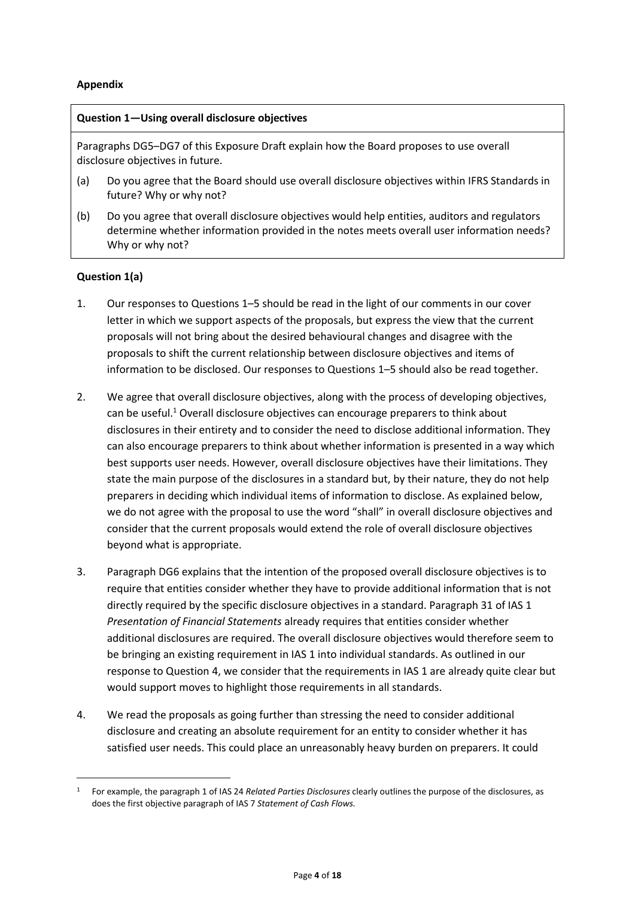**Appendix**

**Question 1—Using overall disclosure objectives**

Paragraphs DG5–DG7 of this Exposure Draft explain how the Board proposes to use overall disclosure objectives in future.

(a) Do you agree that the Board should use overall disclosure objectives within IFRS Standards in future? Why or why not?

(b) Do you agree that overall disclosure objectives would help entities, auditors and regulators determine whether information provided in the notes meets overall user information needs? Why or why not?

**Question 1(a)**

1. Our responses to Questions 1–5 should be read in the light of our comments in our cover letter in which we support aspects of the proposals, but express the view that the current proposals will not bring about the desired behavioural changes and disagree with the proposals to shift the current relationship between disclosure objectives and items of information to be disclosed. Our responses to Questions 1–5 should also be read together.

2. We agree that overall disclosure objectives, along with the process of developing objectives, can be useful.[1] Overall disclosure objectives can encourage preparers to think about disclosures in their entirety and to consider the need to disclose additional information. They can also encourage preparers to think about whether information is presented in a way which best supports user needs. However, overall disclosure objectives have their limitations. They state the main purpose of the disclosures in a standard but, by their nature, they do not help preparers in deciding which individual items of information to disclose. As explained below, we do not agree with the proposal to use the word "shall" in overall disclosure objectives and consider that the current proposals would extend the role of overall disclosure objectives beyond what is appropriate.

3. Paragraph DG6 explains that the intention of the proposed overall disclosure objectives is to require that entities consider whether they have to provide additional information that is not directly required by the specific disclosure objectives in a standard. Paragraph 31 of IAS 1 *Presentation of Financial Statements* already requires that entities consider whether additional disclosures are required. The overall disclosure objectives would therefore seem to be bringing an existing requirement in IAS 1 into individual standards. As outlined in our response to Question 4, we consider that the requirements in IAS 1 are already quite clear but would support moves to highlight those requirements in all standards.

4. We read the proposals as going further than stressing the need to consider additional disclosure and creating an absolute requirement for an entity to consider whether it has satisfied user needs. This could place an unreasonably heavy burden on preparers. It could

[1] For example, the paragraph 1 of IAS 24 *Related Parties Disclosures* clearly outlines the purpose of the disclosures, as does the first objective paragraph of IAS 7 *Statement of Cash Flows.*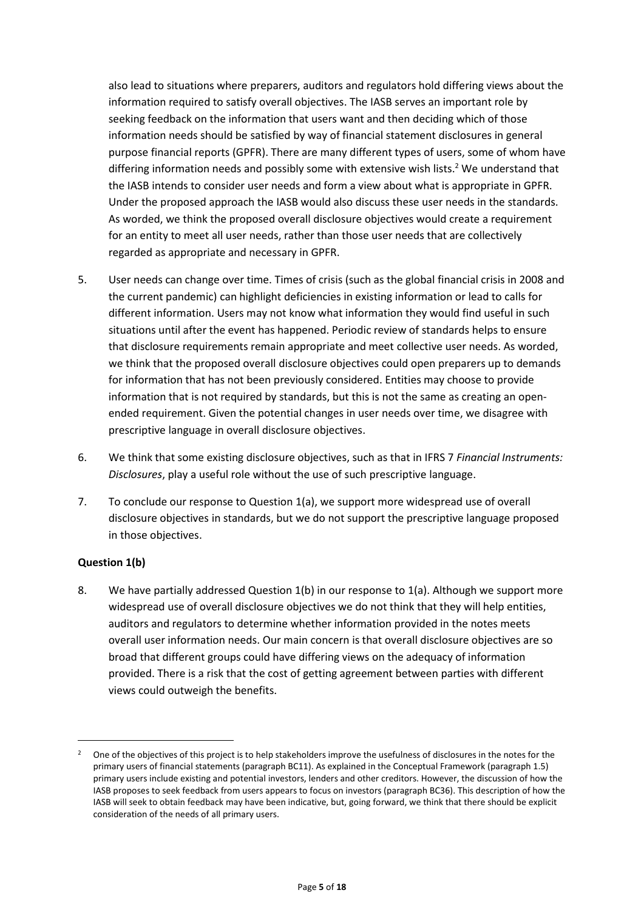also lead to situations where preparers, auditors and regulators hold differing views about the information required to satisfy overall objectives. The IASB serves an important role by seeking feedback on the information that users want and then deciding which of those information needs should be satisfied by way of financial statement disclosures in general purpose financial reports (GPFR). There are many different types of users, some of whom have differing information needs and possibly some with extensive wish lists.[2] We understand that the IASB intends to consider user needs and form a view about what is appropriate in GPFR. Under the proposed approach the IASB would also discuss these user needs in the standards. As worded, we think the proposed overall disclosure objectives would create a requirement for an entity to meet all user needs, rather than those user needs that are collectively regarded as appropriate and necessary in GPFR.

5. User needs can change over time. Times of crisis (such as the global financial crisis in 2008 and the current pandemic) can highlight deficiencies in existing information or lead to calls for different information. Users may not know what information they would find useful in such situations until after the event has happened. Periodic review of standards helps to ensure that disclosure requirements remain appropriate and meet collective user needs. As worded, we think that the proposed overall disclosure objectives could open preparers up to demands for information that has not been previously considered. Entities may choose to provide information that is not required by standards, but this is not the same as creating an open-ended requirement. Given the potential changes in user needs over time, we disagree with prescriptive language in overall disclosure objectives.

6. We think that some existing disclosure objectives, such as that in IFRS 7 *Financial Instruments: Disclosures*, play a useful role without the use of such prescriptive language.

7. To conclude our response to Question 1(a), we support more widespread use of overall disclosure objectives in standards, but we do not support the prescriptive language proposed in those objectives.

**Question 1(b)**

8. We have partially addressed Question 1(b) in our response to 1(a). Although we support more widespread use of overall disclosure objectives we do not think that they will help entities, auditors and regulators to determine whether information provided in the notes meets overall user information needs. Our main concern is that overall disclosure objectives are so broad that different groups could have differing views on the adequacy of information provided. There is a risk that the cost of getting agreement between parties with different views could outweigh the benefits.

---

[2] One of the objectives of this project is to help stakeholders improve the usefulness of disclosures in the notes for the primary users of financial statements (paragraph BC11). As explained in the Conceptual Framework (paragraph 1.5) primary users include existing and potential investors, lenders and other creditors. However, the discussion of how the IASB proposes to seek feedback from users appears to focus on investors (paragraph BC36). This description of how the IASB will seek to obtain feedback may have been indicative, but, going forward, we think that there should be explicit consideration of the needs of all primary users.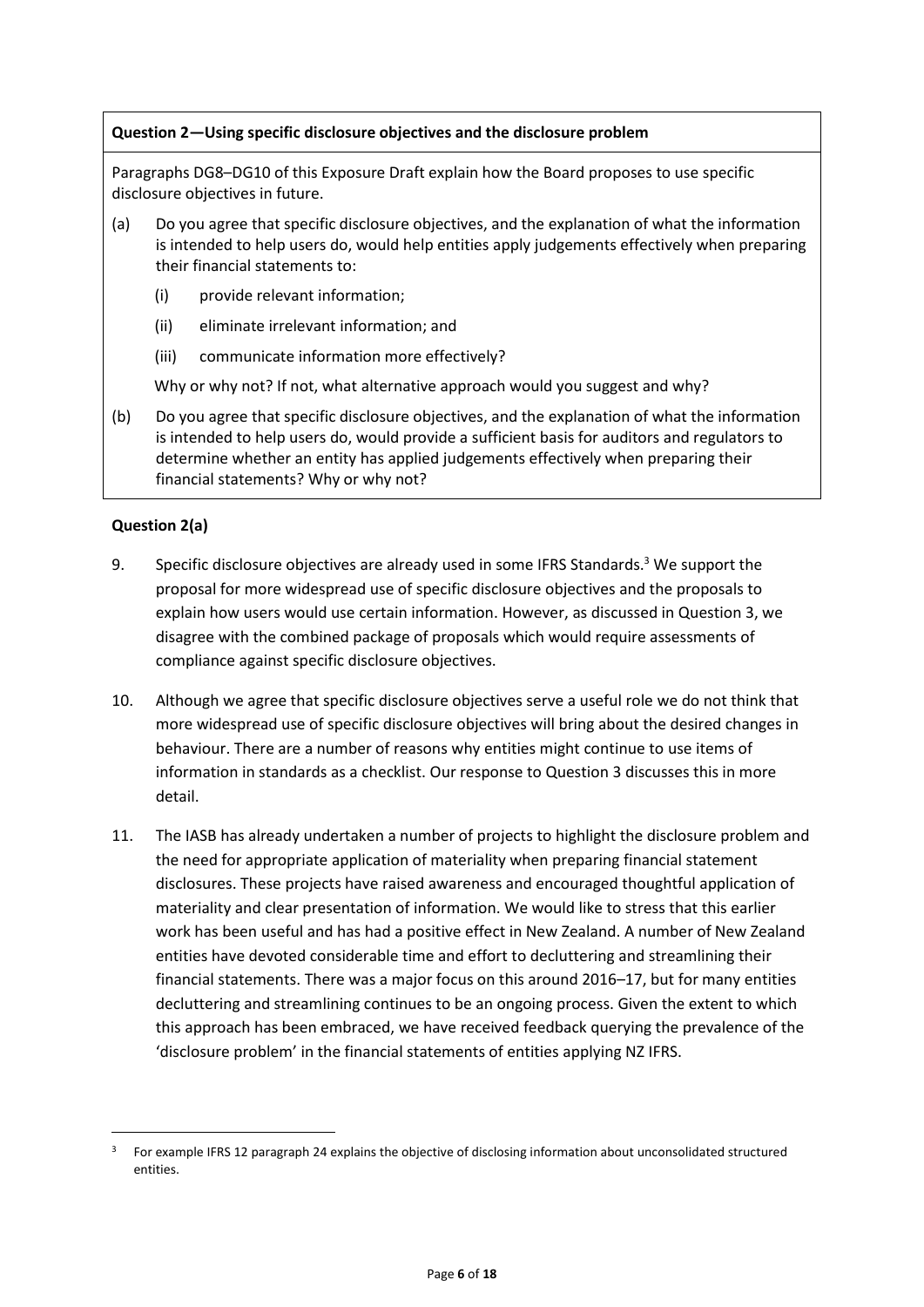**Question 2—Using specific disclosure objectives and the disclosure problem**

Paragraphs DG8–DG10 of this Exposure Draft explain how the Board proposes to use specific disclosure objectives in future.

(a) Do you agree that specific disclosure objectives, and the explanation of what the information is intended to help users do, would help entities apply judgements effectively when preparing their financial statements to:

 (i) provide relevant information;

 (ii) eliminate irrelevant information; and

 (iii) communicate information more effectively?

 Why or why not? If not, what alternative approach would you suggest and why?

(b) Do you agree that specific disclosure objectives, and the explanation of what the information is intended to help users do, would provide a sufficient basis for auditors and regulators to determine whether an entity has applied judgements effectively when preparing their financial statements? Why or why not?

**Question 2(a)**

9. Specific disclosure objectives are already used in some IFRS Standards.[3] We support the proposal for more widespread use of specific disclosure objectives and the proposals to explain how users would use certain information. However, as discussed in Question 3, we disagree with the combined package of proposals which would require assessments of compliance against specific disclosure objectives.

10. Although we agree that specific disclosure objectives serve a useful role we do not think that more widespread use of specific disclosure objectives will bring about the desired changes in behaviour. There are a number of reasons why entities might continue to use items of information in standards as a checklist. Our response to Question 3 discusses this in more detail.

11. The IASB has already undertaken a number of projects to highlight the disclosure problem and the need for appropriate application of materiality when preparing financial statement disclosures. These projects have raised awareness and encouraged thoughtful application of materiality and clear presentation of information. We would like to stress that this earlier work has been useful and has had a positive effect in New Zealand. A number of New Zealand entities have devoted considerable time and effort to decluttering and streamlining their financial statements. There was a major focus on this around 2016–17, but for many entities decluttering and streamlining continues to be an ongoing process. Given the extent to which this approach has been embraced, we have received feedback querying the prevalence of the 'disclosure problem' in the financial statements of entities applying NZ IFRS.

---

[3] For example IFRS 12 paragraph 24 explains the objective of disclosing information about unconsolidated structured entities.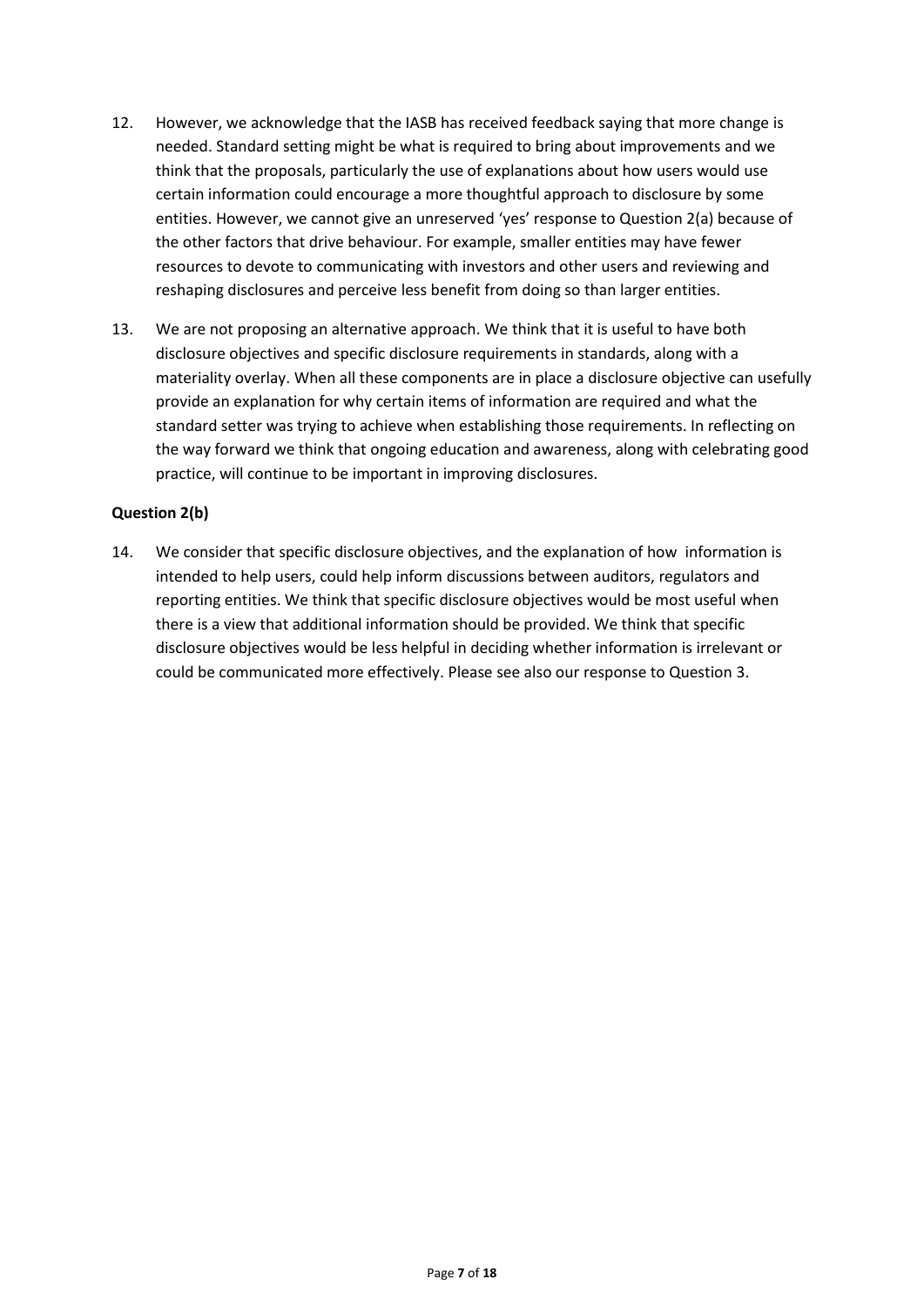12. However, we acknowledge that the IASB has received feedback saying that more change is needed. Standard setting might be what is required to bring about improvements and we think that the proposals, particularly the use of explanations about how users would use certain information could encourage a more thoughtful approach to disclosure by some entities. However, we cannot give an unreserved 'yes' response to Question 2(a) because of the other factors that drive behaviour. For example, smaller entities may have fewer resources to devote to communicating with investors and other users and reviewing and reshaping disclosures and perceive less benefit from doing so than larger entities.

13. We are not proposing an alternative approach. We think that it is useful to have both disclosure objectives and specific disclosure requirements in standards, along with a materiality overlay. When all these components are in place a disclosure objective can usefully provide an explanation for why certain items of information are required and what the standard setter was trying to achieve when establishing those requirements. In reflecting on the way forward we think that ongoing education and awareness, along with celebrating good practice, will continue to be important in improving disclosures.

**Question 2(b)**

14. We consider that specific disclosure objectives, and the explanation of how information is intended to help users, could help inform discussions between auditors, regulators and reporting entities. We think that specific disclosure objectives would be most useful when there is a view that additional information should be provided. We think that specific disclosure objectives would be less helpful in deciding whether information is irrelevant or could be communicated more effectively. Please see also our response to Question 3.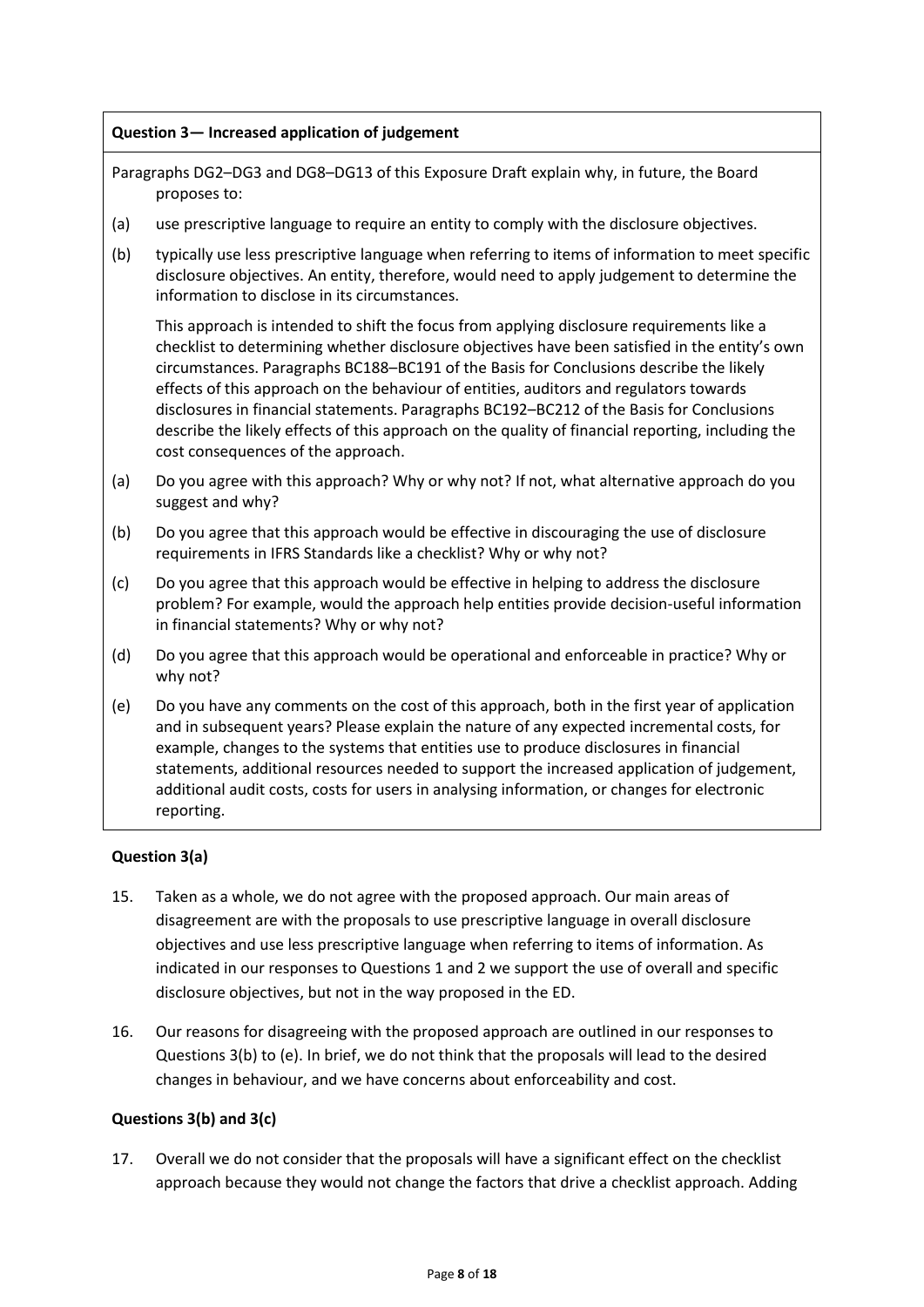**Question 3— Increased application of judgement**

Paragraphs DG2–DG3 and DG8–DG13 of this Exposure Draft explain why, in future, the Board proposes to:

(a) use prescriptive language to require an entity to comply with the disclosure objectives.

(b) typically use less prescriptive language when referring to items of information to meet specific disclosure objectives. An entity, therefore, would need to apply judgement to determine the information to disclose in its circumstances.

This approach is intended to shift the focus from applying disclosure requirements like a checklist to determining whether disclosure objectives have been satisfied in the entity's own circumstances. Paragraphs BC188–BC191 of the Basis for Conclusions describe the likely effects of this approach on the behaviour of entities, auditors and regulators towards disclosures in financial statements. Paragraphs BC192–BC212 of the Basis for Conclusions describe the likely effects of this approach on the quality of financial reporting, including the cost consequences of the approach.

(a) Do you agree with this approach? Why or why not? If not, what alternative approach do you suggest and why?

(b) Do you agree that this approach would be effective in discouraging the use of disclosure requirements in IFRS Standards like a checklist? Why or why not?

(c) Do you agree that this approach would be effective in helping to address the disclosure problem? For example, would the approach help entities provide decision-useful information in financial statements? Why or why not?

(d) Do you agree that this approach would be operational and enforceable in practice? Why or why not?

(e) Do you have any comments on the cost of this approach, both in the first year of application and in subsequent years? Please explain the nature of any expected incremental costs, for example, changes to the systems that entities use to produce disclosures in financial statements, additional resources needed to support the increased application of judgement, additional audit costs, costs for users in analysing information, or changes for electronic reporting.

**Question 3(a)**

15. Taken as a whole, we do not agree with the proposed approach. Our main areas of disagreement are with the proposals to use prescriptive language in overall disclosure objectives and use less prescriptive language when referring to items of information. As indicated in our responses to Questions 1 and 2 we support the use of overall and specific disclosure objectives, but not in the way proposed in the ED.

16. Our reasons for disagreeing with the proposed approach are outlined in our responses to Questions 3(b) to (e). In brief, we do not think that the proposals will lead to the desired changes in behaviour, and we have concerns about enforceability and cost.

**Questions 3(b) and 3(c)**

17. Overall we do not consider that the proposals will have a significant effect on the checklist approach because they would not change the factors that drive a checklist approach. Adding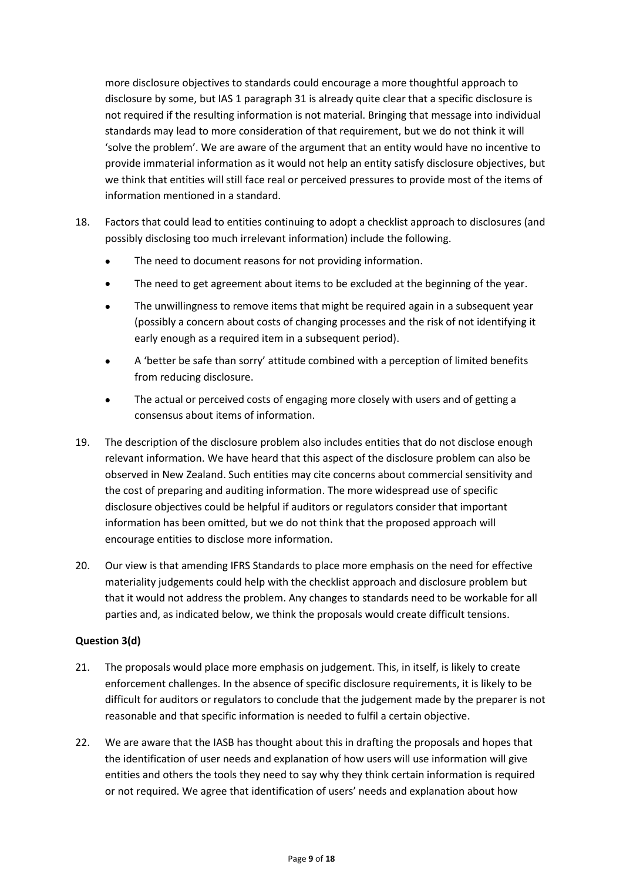more disclosure objectives to standards could encourage a more thoughtful approach to disclosure by some, but IAS 1 paragraph 31 is already quite clear that a specific disclosure is not required if the resulting information is not material. Bringing that message into individual standards may lead to more consideration of that requirement, but we do not think it will 'solve the problem'. We are aware of the argument that an entity would have no incentive to provide immaterial information as it would not help an entity satisfy disclosure objectives, but we think that entities will still face real or perceived pressures to provide most of the items of information mentioned in a standard.

18. Factors that could lead to entities continuing to adopt a checklist approach to disclosures (and possibly disclosing too much irrelevant information) include the following.

    - The need to document reasons for not providing information.
    - The need to get agreement about items to be excluded at the beginning of the year.
    - The unwillingness to remove items that might be required again in a subsequent year (possibly a concern about costs of changing processes and the risk of not identifying it early enough as a required item in a subsequent period).
    - A 'better be safe than sorry' attitude combined with a perception of limited benefits from reducing disclosure.
    - The actual or perceived costs of engaging more closely with users and of getting a consensus about items of information.

19. The description of the disclosure problem also includes entities that do not disclose enough relevant information. We have heard that this aspect of the disclosure problem can also be observed in New Zealand. Such entities may cite concerns about commercial sensitivity and the cost of preparing and auditing information. The more widespread use of specific disclosure objectives could be helpful if auditors or regulators consider that important information has been omitted, but we do not think that the proposed approach will encourage entities to disclose more information.

20. Our view is that amending IFRS Standards to place more emphasis on the need for effective materiality judgements could help with the checklist approach and disclosure problem but that it would not address the problem. Any changes to standards need to be workable for all parties and, as indicated below, we think the proposals would create difficult tensions.

**Question 3(d)**

21. The proposals would place more emphasis on judgement. This, in itself, is likely to create enforcement challenges. In the absence of specific disclosure requirements, it is likely to be difficult for auditors or regulators to conclude that the judgement made by the preparer is not reasonable and that specific information is needed to fulfil a certain objective.

22. We are aware that the IASB has thought about this in drafting the proposals and hopes that the identification of user needs and explanation of how users will use information will give entities and others the tools they need to say why they think certain information is required or not required. We agree that identification of users' needs and explanation about how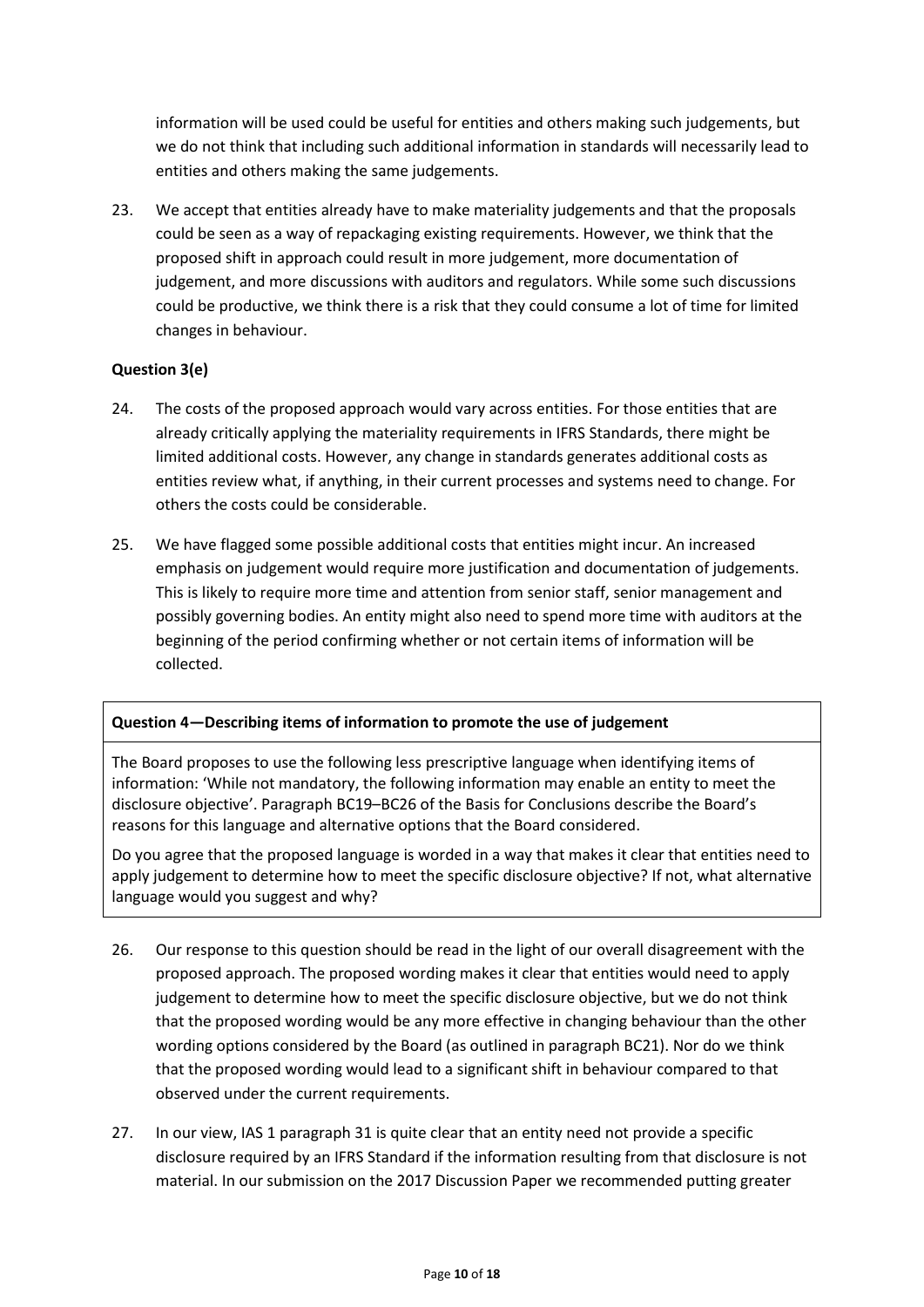information will be used could be useful for entities and others making such judgements, but we do not think that including such additional information in standards will necessarily lead to entities and others making the same judgements.

23. We accept that entities already have to make materiality judgements and that the proposals could be seen as a way of repackaging existing requirements. However, we think that the proposed shift in approach could result in more judgement, more documentation of judgement, and more discussions with auditors and regulators. While some such discussions could be productive, we think there is a risk that they could consume a lot of time for limited changes in behaviour.

**Question 3(e)**

24. The costs of the proposed approach would vary across entities. For those entities that are already critically applying the materiality requirements in IFRS Standards, there might be limited additional costs. However, any change in standards generates additional costs as entities review what, if anything, in their current processes and systems need to change. For others the costs could be considerable.

25. We have flagged some possible additional costs that entities might incur. An increased emphasis on judgement would require more justification and documentation of judgements. This is likely to require more time and attention from senior staff, senior management and possibly governing bodies. An entity might also need to spend more time with auditors at the beginning of the period confirming whether or not certain items of information will be collected.

> **Question 4—Describing items of information to promote the use of judgement**
>
> The Board proposes to use the following less prescriptive language when identifying items of information: 'While not mandatory, the following information may enable an entity to meet the disclosure objective'. Paragraph BC19–BC26 of the Basis for Conclusions describe the Board's reasons for this language and alternative options that the Board considered.
>
> Do you agree that the proposed language is worded in a way that makes it clear that entities need to apply judgement to determine how to meet the specific disclosure objective? If not, what alternative language would you suggest and why?

26. Our response to this question should be read in the light of our overall disagreement with the proposed approach. The proposed wording makes it clear that entities would need to apply judgement to determine how to meet the specific disclosure objective, but we do not think that the proposed wording would be any more effective in changing behaviour than the other wording options considered by the Board (as outlined in paragraph BC21). Nor do we think that the proposed wording would lead to a significant shift in behaviour compared to that observed under the current requirements.

27. In our view, IAS 1 paragraph 31 is quite clear that an entity need not provide a specific disclosure required by an IFRS Standard if the information resulting from that disclosure is not material. In our submission on the 2017 Discussion Paper we recommended putting greater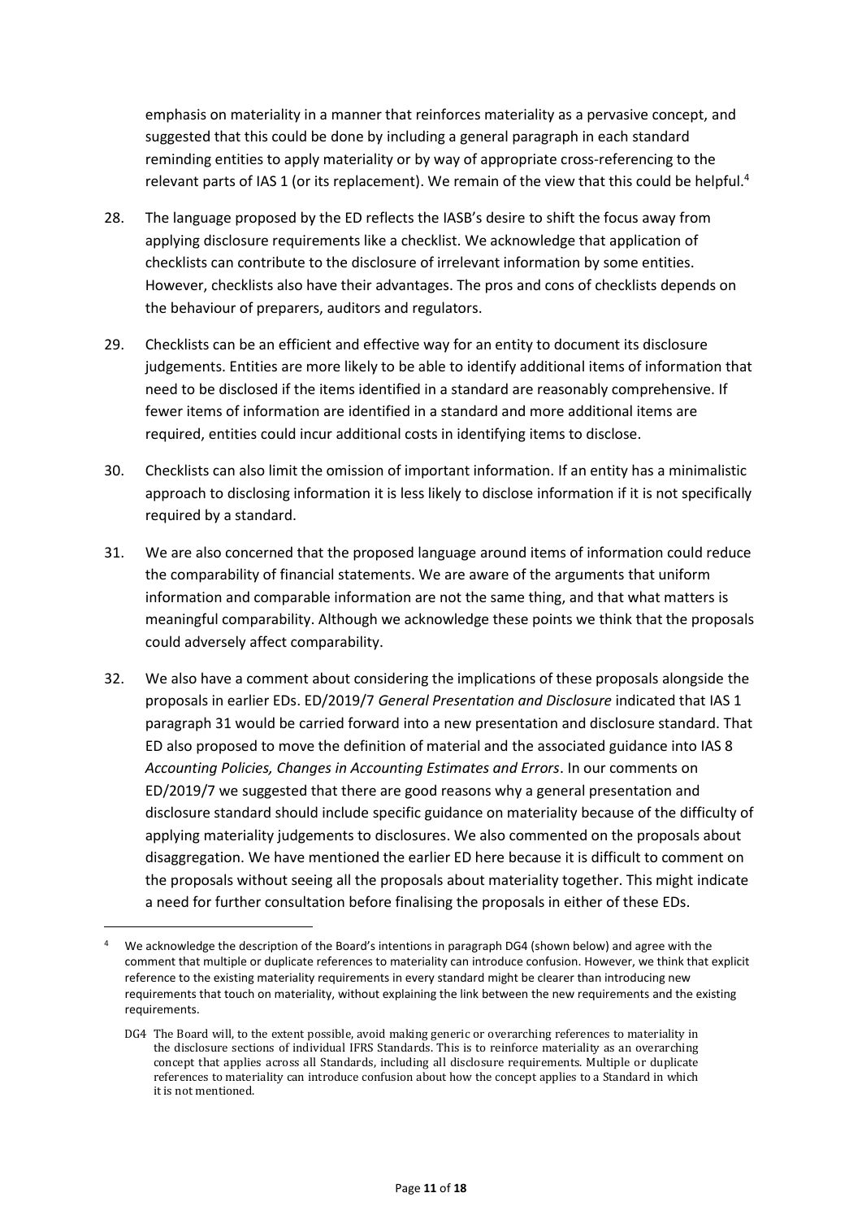emphasis on materiality in a manner that reinforces materiality as a pervasive concept, and suggested that this could be done by including a general paragraph in each standard reminding entities to apply materiality or by way of appropriate cross-referencing to the relevant parts of IAS 1 (or its replacement). We remain of the view that this could be helpful.[4]

28. The language proposed by the ED reflects the IASB's desire to shift the focus away from applying disclosure requirements like a checklist. We acknowledge that application of checklists can contribute to the disclosure of irrelevant information by some entities. However, checklists also have their advantages. The pros and cons of checklists depends on the behaviour of preparers, auditors and regulators.

29. Checklists can be an efficient and effective way for an entity to document its disclosure judgements. Entities are more likely to be able to identify additional items of information that need to be disclosed if the items identified in a standard are reasonably comprehensive. If fewer items of information are identified in a standard and more additional items are required, entities could incur additional costs in identifying items to disclose.

30. Checklists can also limit the omission of important information. If an entity has a minimalistic approach to disclosing information it is less likely to disclose information if it is not specifically required by a standard.

31. We are also concerned that the proposed language around items of information could reduce the comparability of financial statements. We are aware of the arguments that uniform information and comparable information are not the same thing, and that what matters is meaningful comparability. Although we acknowledge these points we think that the proposals could adversely affect comparability.

32. We also have a comment about considering the implications of these proposals alongside the proposals in earlier EDs. ED/2019/7 *General Presentation and Disclosure* indicated that IAS 1 paragraph 31 would be carried forward into a new presentation and disclosure standard. That ED also proposed to move the definition of material and the associated guidance into IAS 8 *Accounting Policies, Changes in Accounting Estimates and Errors*. In our comments on ED/2019/7 we suggested that there are good reasons why a general presentation and disclosure standard should include specific guidance on materiality because of the difficulty of applying materiality judgements to disclosures. We also commented on the proposals about disaggregation. We have mentioned the earlier ED here because it is difficult to comment on the proposals without seeing all the proposals about materiality together. This might indicate a need for further consultation before finalising the proposals in either of these EDs.

---

[4] We acknowledge the description of the Board's intentions in paragraph DG4 (shown below) and agree with the comment that multiple or duplicate references to materiality can introduce confusion. However, we think that explicit reference to the existing materiality requirements in every standard might be clearer than introducing new requirements that touch on materiality, without explaining the link between the new requirements and the existing requirements.

> DG4 The Board will, to the extent possible, avoid making generic or overarching references to materiality in the disclosure sections of individual IFRS Standards. This is to reinforce materiality as an overarching concept that applies across all Standards, including all disclosure requirements. Multiple or duplicate references to materiality can introduce confusion about how the concept applies to a Standard in which it is not mentioned.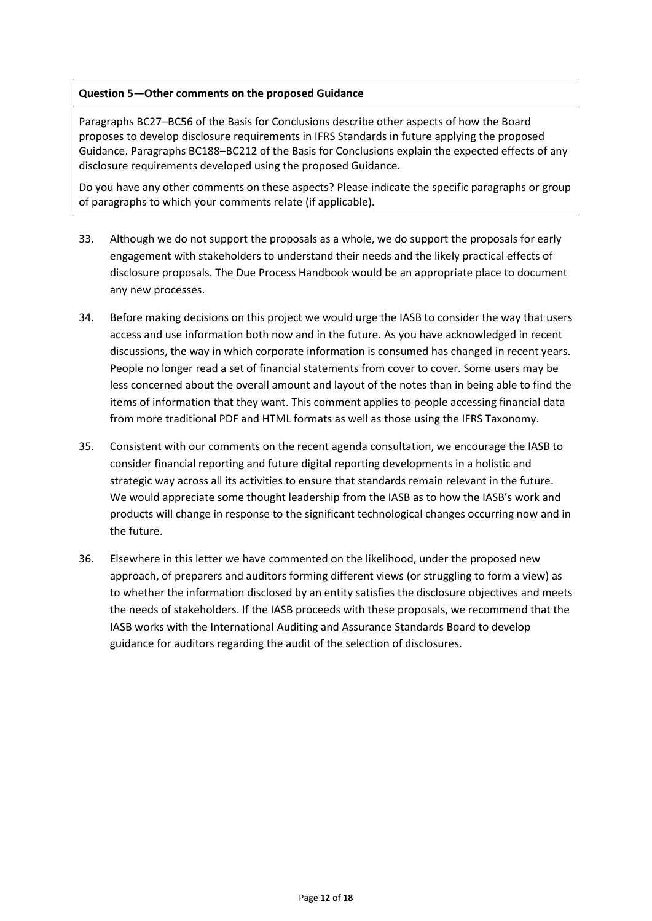**Question 5—Other comments on the proposed Guidance**

Paragraphs BC27–BC56 of the Basis for Conclusions describe other aspects of how the Board proposes to develop disclosure requirements in IFRS Standards in future applying the proposed Guidance. Paragraphs BC188–BC212 of the Basis for Conclusions explain the expected effects of any disclosure requirements developed using the proposed Guidance.

Do you have any other comments on these aspects? Please indicate the specific paragraphs or group of paragraphs to which your comments relate (if applicable).

33. Although we do not support the proposals as a whole, we do support the proposals for early engagement with stakeholders to understand their needs and the likely practical effects of disclosure proposals. The Due Process Handbook would be an appropriate place to document any new processes.

34. Before making decisions on this project we would urge the IASB to consider the way that users access and use information both now and in the future. As you have acknowledged in recent discussions, the way in which corporate information is consumed has changed in recent years. People no longer read a set of financial statements from cover to cover. Some users may be less concerned about the overall amount and layout of the notes than in being able to find the items of information that they want. This comment applies to people accessing financial data from more traditional PDF and HTML formats as well as those using the IFRS Taxonomy.

35. Consistent with our comments on the recent agenda consultation, we encourage the IASB to consider financial reporting and future digital reporting developments in a holistic and strategic way across all its activities to ensure that standards remain relevant in the future. We would appreciate some thought leadership from the IASB as to how the IASB's work and products will change in response to the significant technological changes occurring now and in the future.

36. Elsewhere in this letter we have commented on the likelihood, under the proposed new approach, of preparers and auditors forming different views (or struggling to form a view) as to whether the information disclosed by an entity satisfies the disclosure objectives and meets the needs of stakeholders. If the IASB proceeds with these proposals, we recommend that the IASB works with the International Auditing and Assurance Standards Board to develop guidance for auditors regarding the audit of the selection of disclosures.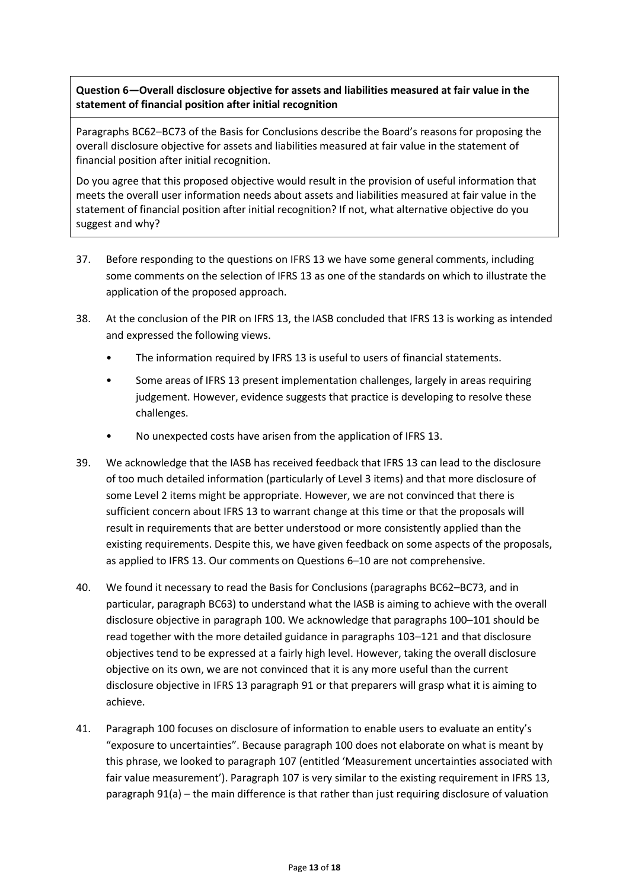**Question 6—Overall disclosure objective for assets and liabilities measured at fair value in the statement of financial position after initial recognition**

Paragraphs BC62–BC73 of the Basis for Conclusions describe the Board's reasons for proposing the overall disclosure objective for assets and liabilities measured at fair value in the statement of financial position after initial recognition.

Do you agree that this proposed objective would result in the provision of useful information that meets the overall user information needs about assets and liabilities measured at fair value in the statement of financial position after initial recognition? If not, what alternative objective do you suggest and why?

37. Before responding to the questions on IFRS 13 we have some general comments, including some comments on the selection of IFRS 13 as one of the standards on which to illustrate the application of the proposed approach.

38. At the conclusion of the PIR on IFRS 13, the IASB concluded that IFRS 13 is working as intended and expressed the following views.
    - The information required by IFRS 13 is useful to users of financial statements.
    - Some areas of IFRS 13 present implementation challenges, largely in areas requiring judgement. However, evidence suggests that practice is developing to resolve these challenges.
    - No unexpected costs have arisen from the application of IFRS 13.

39. We acknowledge that the IASB has received feedback that IFRS 13 can lead to the disclosure of too much detailed information (particularly of Level 3 items) and that more disclosure of some Level 2 items might be appropriate. However, we are not convinced that there is sufficient concern about IFRS 13 to warrant change at this time or that the proposals will result in requirements that are better understood or more consistently applied than the existing requirements. Despite this, we have given feedback on some aspects of the proposals, as applied to IFRS 13. Our comments on Questions 6–10 are not comprehensive.

40. We found it necessary to read the Basis for Conclusions (paragraphs BC62–BC73, and in particular, paragraph BC63) to understand what the IASB is aiming to achieve with the overall disclosure objective in paragraph 100. We acknowledge that paragraphs 100–101 should be read together with the more detailed guidance in paragraphs 103–121 and that disclosure objectives tend to be expressed at a fairly high level. However, taking the overall disclosure objective on its own, we are not convinced that it is any more useful than the current disclosure objective in IFRS 13 paragraph 91 or that preparers will grasp what it is aiming to achieve.

41. Paragraph 100 focuses on disclosure of information to enable users to evaluate an entity's "exposure to uncertainties". Because paragraph 100 does not elaborate on what is meant by this phrase, we looked to paragraph 107 (entitled 'Measurement uncertainties associated with fair value measurement'). Paragraph 107 is very similar to the existing requirement in IFRS 13, paragraph 91(a) – the main difference is that rather than just requiring disclosure of valuation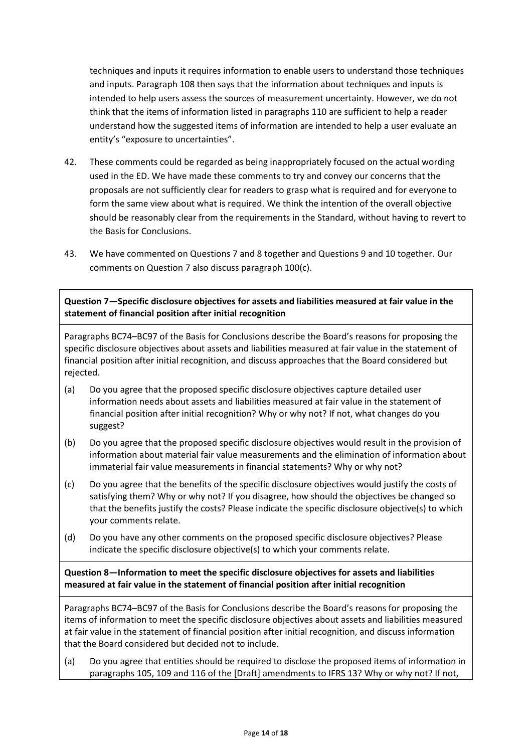techniques and inputs it requires information to enable users to understand those techniques and inputs. Paragraph 108 then says that the information about techniques and inputs is intended to help users assess the sources of measurement uncertainty. However, we do not think that the items of information listed in paragraphs 110 are sufficient to help a reader understand how the suggested items of information are intended to help a user evaluate an entity's "exposure to uncertainties".

42. These comments could be regarded as being inappropriately focused on the actual wording used in the ED. We have made these comments to try and convey our concerns that the proposals are not sufficiently clear for readers to grasp what is required and for everyone to form the same view about what is required. We think the intention of the overall objective should be reasonably clear from the requirements in the Standard, without having to revert to the Basis for Conclusions.

43. We have commented on Questions 7 and 8 together and Questions 9 and 10 together. Our comments on Question 7 also discuss paragraph 100(c).

**Question 7—Specific disclosure objectives for assets and liabilities measured at fair value in the statement of financial position after initial recognition**

Paragraphs BC74–BC97 of the Basis for Conclusions describe the Board's reasons for proposing the specific disclosure objectives about assets and liabilities measured at fair value in the statement of financial position after initial recognition, and discuss approaches that the Board considered but rejected.

(a) Do you agree that the proposed specific disclosure objectives capture detailed user information needs about assets and liabilities measured at fair value in the statement of financial position after initial recognition? Why or why not? If not, what changes do you suggest?

(b) Do you agree that the proposed specific disclosure objectives would result in the provision of information about material fair value measurements and the elimination of information about immaterial fair value measurements in financial statements? Why or why not?

(c) Do you agree that the benefits of the specific disclosure objectives would justify the costs of satisfying them? Why or why not? If you disagree, how should the objectives be changed so that the benefits justify the costs? Please indicate the specific disclosure objective(s) to which your comments relate.

(d) Do you have any other comments on the proposed specific disclosure objectives? Please indicate the specific disclosure objective(s) to which your comments relate.

**Question 8—Information to meet the specific disclosure objectives for assets and liabilities measured at fair value in the statement of financial position after initial recognition**

Paragraphs BC74–BC97 of the Basis for Conclusions describe the Board's reasons for proposing the items of information to meet the specific disclosure objectives about assets and liabilities measured at fair value in the statement of financial position after initial recognition, and discuss information that the Board considered but decided not to include.

(a) Do you agree that entities should be required to disclose the proposed items of information in paragraphs 105, 109 and 116 of the [Draft] amendments to IFRS 13? Why or why not? If not,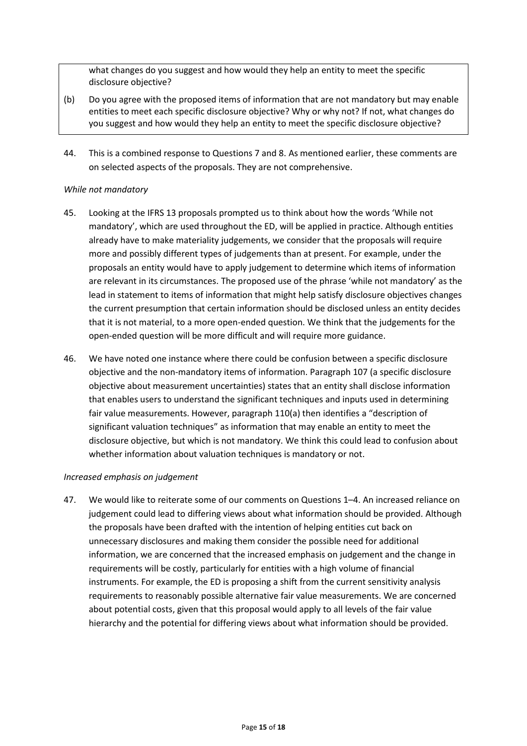what changes do you suggest and how would they help an entity to meet the specific disclosure objective?

(b) Do you agree with the proposed items of information that are not mandatory but may enable entities to meet each specific disclosure objective? Why or why not? If not, what changes do you suggest and how would they help an entity to meet the specific disclosure objective?

44. This is a combined response to Questions 7 and 8. As mentioned earlier, these comments are on selected aspects of the proposals. They are not comprehensive.

*While not mandatory*

45. Looking at the IFRS 13 proposals prompted us to think about how the words 'While not mandatory', which are used throughout the ED, will be applied in practice. Although entities already have to make materiality judgements, we consider that the proposals will require more and possibly different types of judgements than at present. For example, under the proposals an entity would have to apply judgement to determine which items of information are relevant in its circumstances. The proposed use of the phrase 'while not mandatory' as the lead in statement to items of information that might help satisfy disclosure objectives changes the current presumption that certain information should be disclosed unless an entity decides that it is not material, to a more open-ended question. We think that the judgements for the open-ended question will be more difficult and will require more guidance.

46. We have noted one instance where there could be confusion between a specific disclosure objective and the non-mandatory items of information. Paragraph 107 (a specific disclosure objective about measurement uncertainties) states that an entity shall disclose information that enables users to understand the significant techniques and inputs used in determining fair value measurements. However, paragraph 110(a) then identifies a "description of significant valuation techniques" as information that may enable an entity to meet the disclosure objective, but which is not mandatory. We think this could lead to confusion about whether information about valuation techniques is mandatory or not.

*Increased emphasis on judgement*

47. We would like to reiterate some of our comments on Questions 1–4. An increased reliance on judgement could lead to differing views about what information should be provided. Although the proposals have been drafted with the intention of helping entities cut back on unnecessary disclosures and making them consider the possible need for additional information, we are concerned that the increased emphasis on judgement and the change in requirements will be costly, particularly for entities with a high volume of financial instruments. For example, the ED is proposing a shift from the current sensitivity analysis requirements to reasonably possible alternative fair value measurements. We are concerned about potential costs, given that this proposal would apply to all levels of the fair value hierarchy and the potential for differing views about what information should be provided.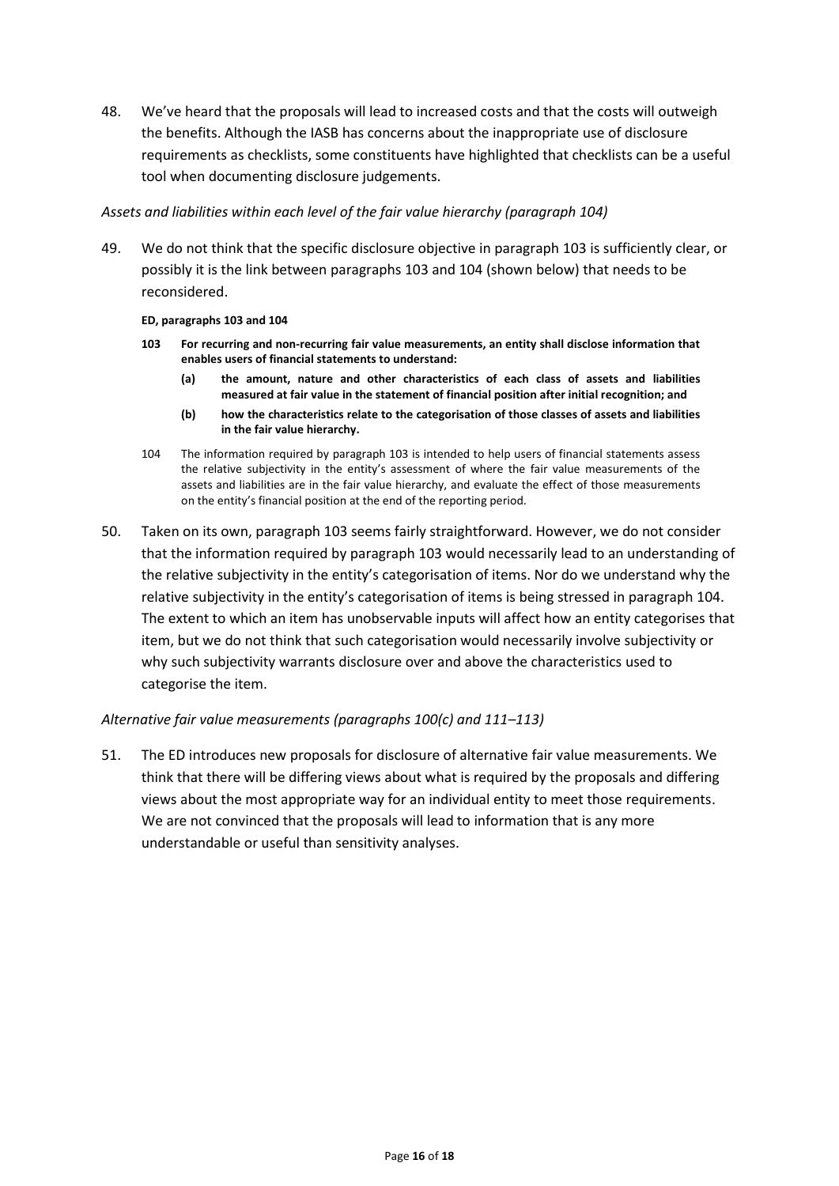48. We've heard that the proposals will lead to increased costs and that the costs will outweigh the benefits. Although the IASB has concerns about the inappropriate use of disclosure requirements as checklists, some constituents have highlighted that checklists can be a useful tool when documenting disclosure judgements.

*Assets and liabilities within each level of the fair value hierarchy (paragraph 104)*

49. We do not think that the specific disclosure objective in paragraph 103 is sufficiently clear, or possibly it is the link between paragraphs 103 and 104 (shown below) that needs to be reconsidered.

**ED, paragraphs 103 and 104**

**103 For recurring and non-recurring fair value measurements, an entity shall disclose information that enables users of financial statements to understand:**

**(a) the amount, nature and other characteristics of each class of assets and liabilities measured at fair value in the statement of financial position after initial recognition; and**

**(b) how the characteristics relate to the categorisation of those classes of assets and liabilities in the fair value hierarchy.**

104 The information required by paragraph 103 is intended to help users of financial statements assess the relative subjectivity in the entity's assessment of where the fair value measurements of the assets and liabilities are in the fair value hierarchy, and evaluate the effect of those measurements on the entity's financial position at the end of the reporting period.

50. Taken on its own, paragraph 103 seems fairly straightforward. However, we do not consider that the information required by paragraph 103 would necessarily lead to an understanding of the relative subjectivity in the entity's categorisation of items. Nor do we understand why the relative subjectivity in the entity's categorisation of items is being stressed in paragraph 104. The extent to which an item has unobservable inputs will affect how an entity categorises that item, but we do not think that such categorisation would necessarily involve subjectivity or why such subjectivity warrants disclosure over and above the characteristics used to categorise the item.

*Alternative fair value measurements (paragraphs 100(c) and 111–113)*

51. The ED introduces new proposals for disclosure of alternative fair value measurements. We think that there will be differing views about what is required by the proposals and differing views about the most appropriate way for an individual entity to meet those requirements. We are not convinced that the proposals will lead to information that is any more understandable or useful than sensitivity analyses.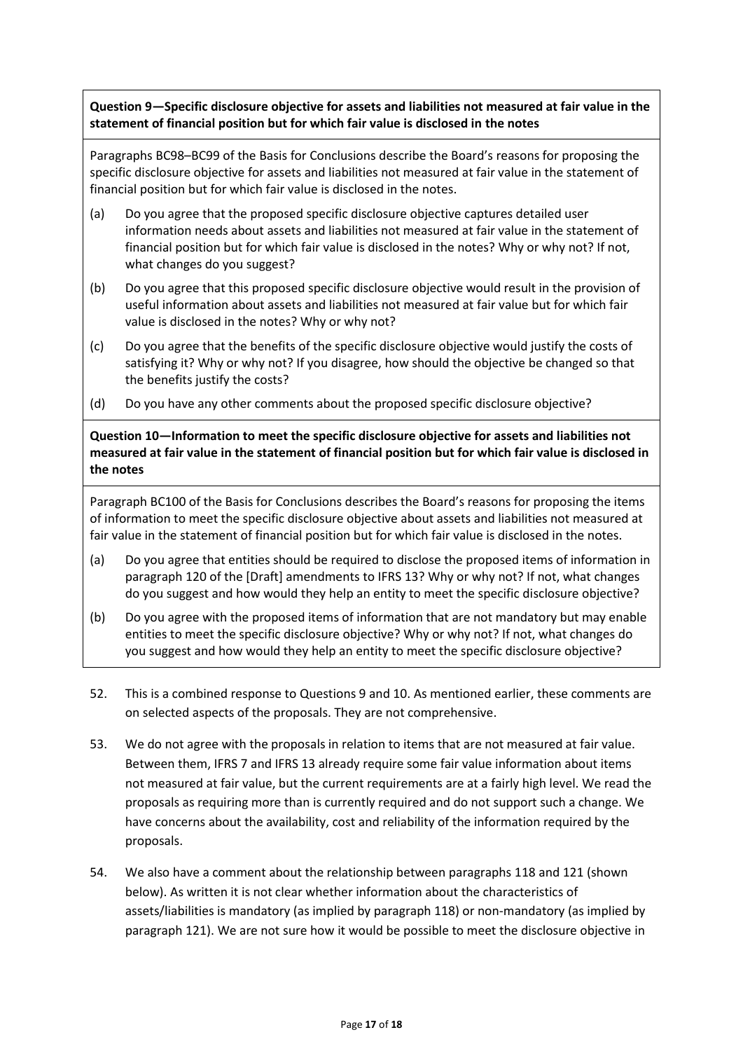**Question 9—Specific disclosure objective for assets and liabilities not measured at fair value in the statement of financial position but for which fair value is disclosed in the notes**

Paragraphs BC98–BC99 of the Basis for Conclusions describe the Board's reasons for proposing the specific disclosure objective for assets and liabilities not measured at fair value in the statement of financial position but for which fair value is disclosed in the notes.

(a) Do you agree that the proposed specific disclosure objective captures detailed user information needs about assets and liabilities not measured at fair value in the statement of financial position but for which fair value is disclosed in the notes? Why or why not? If not, what changes do you suggest?

(b) Do you agree that this proposed specific disclosure objective would result in the provision of useful information about assets and liabilities not measured at fair value but for which fair value is disclosed in the notes? Why or why not?

(c) Do you agree that the benefits of the specific disclosure objective would justify the costs of satisfying it? Why or why not? If you disagree, how should the objective be changed so that the benefits justify the costs?

(d) Do you have any other comments about the proposed specific disclosure objective?

**Question 10—Information to meet the specific disclosure objective for assets and liabilities not measured at fair value in the statement of financial position but for which fair value is disclosed in the notes**

Paragraph BC100 of the Basis for Conclusions describes the Board's reasons for proposing the items of information to meet the specific disclosure objective about assets and liabilities not measured at fair value in the statement of financial position but for which fair value is disclosed in the notes.

(a) Do you agree that entities should be required to disclose the proposed items of information in paragraph 120 of the [Draft] amendments to IFRS 13? Why or why not? If not, what changes do you suggest and how would they help an entity to meet the specific disclosure objective?

(b) Do you agree with the proposed items of information that are not mandatory but may enable entities to meet the specific disclosure objective? Why or why not? If not, what changes do you suggest and how would they help an entity to meet the specific disclosure objective?

52. This is a combined response to Questions 9 and 10. As mentioned earlier, these comments are on selected aspects of the proposals. They are not comprehensive.

53. We do not agree with the proposals in relation to items that are not measured at fair value. Between them, IFRS 7 and IFRS 13 already require some fair value information about items not measured at fair value, but the current requirements are at a fairly high level. We read the proposals as requiring more than is currently required and do not support such a change. We have concerns about the availability, cost and reliability of the information required by the proposals.

54. We also have a comment about the relationship between paragraphs 118 and 121 (shown below). As written it is not clear whether information about the characteristics of assets/liabilities is mandatory (as implied by paragraph 118) or non-mandatory (as implied by paragraph 121). We are not sure how it would be possible to meet the disclosure objective in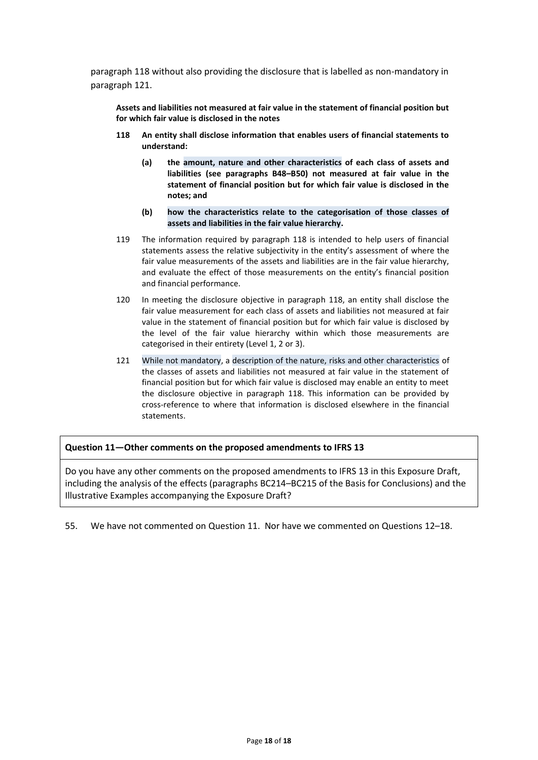paragraph 118 without also providing the disclosure that is labelled as non-mandatory in paragraph 121.

> **Assets and liabilities not measured at fair value in the statement of financial position but for which fair value is disclosed in the notes**
>
> **118 An entity shall disclose information that enables users of financial statements to understand:**
>
> **(a) the amount, nature and other characteristics of each class of assets and liabilities (see paragraphs B48–B50) not measured at fair value in the statement of financial position but for which fair value is disclosed in the notes; and**
>
> **(b) how the characteristics relate to the categorisation of those classes of assets and liabilities in the fair value hierarchy.**
>
> 119 The information required by paragraph 118 is intended to help users of financial statements assess the relative subjectivity in the entity's assessment of where the fair value measurements of the assets and liabilities are in the fair value hierarchy, and evaluate the effect of those measurements on the entity's financial position and financial performance.
>
> 120 In meeting the disclosure objective in paragraph 118, an entity shall disclose the fair value measurement for each class of assets and liabilities not measured at fair value in the statement of financial position but for which fair value is disclosed by the level of the fair value hierarchy within which those measurements are categorised in their entirety (Level 1, 2 or 3).
>
> 121 While not mandatory, a description of the nature, risks and other characteristics of the classes of assets and liabilities not measured at fair value in the statement of financial position but for which fair value is disclosed may enable an entity to meet the disclosure objective in paragraph 118. This information can be provided by cross-reference to where that information is disclosed elsewhere in the financial statements.

| **Question 11—Other comments on the proposed amendments to IFRS 13** |
| --- |
| Do you have any other comments on the proposed amendments to IFRS 13 in this Exposure Draft, including the analysis of the effects (paragraphs BC214–BC215 of the Basis for Conclusions) and the Illustrative Examples accompanying the Exposure Draft? |

55. We have not commented on Question 11. Nor have we commented on Questions 12–18.